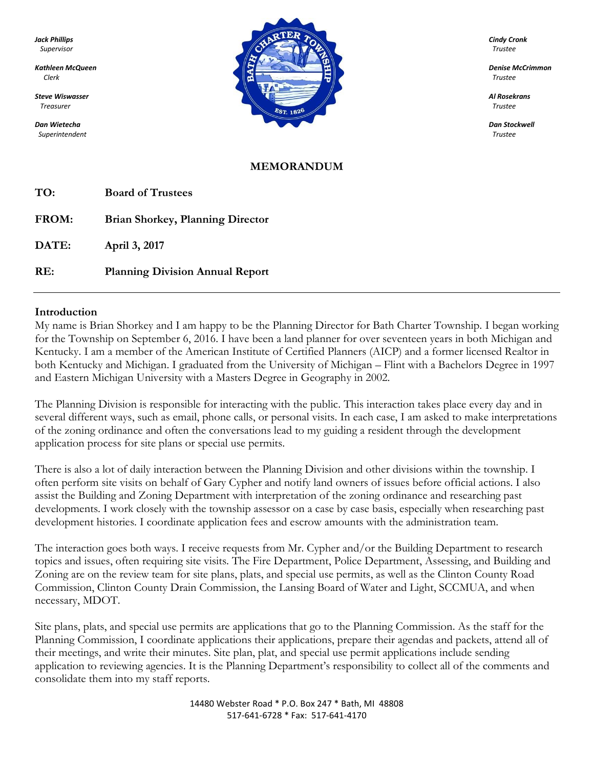*Jack Phillips*
*Supervisor*

*Kathleen McQueen*
*Clerk*

*Steve Wiswasser*
*Treasurer*

*Dan Wietecha*
*Superintendent*

*Cindy Cronk*
*Trustee*

*Denise McCrimmon*
*Trustee*

*Al Rosekrans*
*Trustee*

*Dan Stockwell*
*Trustee*

# MEMORANDUM

**TO:** **Board of Trustees**

**FROM:** **Brian Shorkey, Planning Director**

**DATE:** **April 3, 2017**

**RE:** **Planning Division Annual Report**

---

## Introduction

My name is Brian Shorkey and I am happy to be the Planning Director for Bath Charter Township. I began working for the Township on September 6, 2016. I have been a land planner for over seventeen years in both Michigan and Kentucky. I am a member of the American Institute of Certified Planners (AICP) and a former licensed Realtor in both Kentucky and Michigan. I graduated from the University of Michigan – Flint with a Bachelors Degree in 1997 and Eastern Michigan University with a Masters Degree in Geography in 2002.

The Planning Division is responsible for interacting with the public. This interaction takes place every day and in several different ways, such as email, phone calls, or personal visits. In each case, I am asked to make interpretations of the zoning ordinance and often the conversations lead to my guiding a resident through the development application process for site plans or special use permits.

There is also a lot of daily interaction between the Planning Division and other divisions within the township. I often perform site visits on behalf of Gary Cypher and notify land owners of issues before official actions. I also assist the Building and Zoning Department with interpretation of the zoning ordinance and researching past developments. I work closely with the township assessor on a case by case basis, especially when researching past development histories. I coordinate application fees and escrow amounts with the administration team.

The interaction goes both ways. I receive requests from Mr. Cypher and/or the Building Department to research topics and issues, often requiring site visits. The Fire Department, Police Department, Assessing, and Building and Zoning are on the review team for site plans, plats, and special use permits, as well as the Clinton County Road Commission, Clinton County Drain Commission, the Lansing Board of Water and Light, SCCMUA, and when necessary, MDOT.

Site plans, plats, and special use permits are applications that go to the Planning Commission. As the staff for the Planning Commission, I coordinate applications their applications, prepare their agendas and packets, attend all of their meetings, and write their minutes. Site plan, plat, and special use permit applications include sending application to reviewing agencies. It is the Planning Department's responsibility to collect all of the comments and consolidate them into my staff reports.

14480 Webster Road * P.O. Box 247 * Bath, MI 48808
517-641-6728 * Fax: 517-641-4170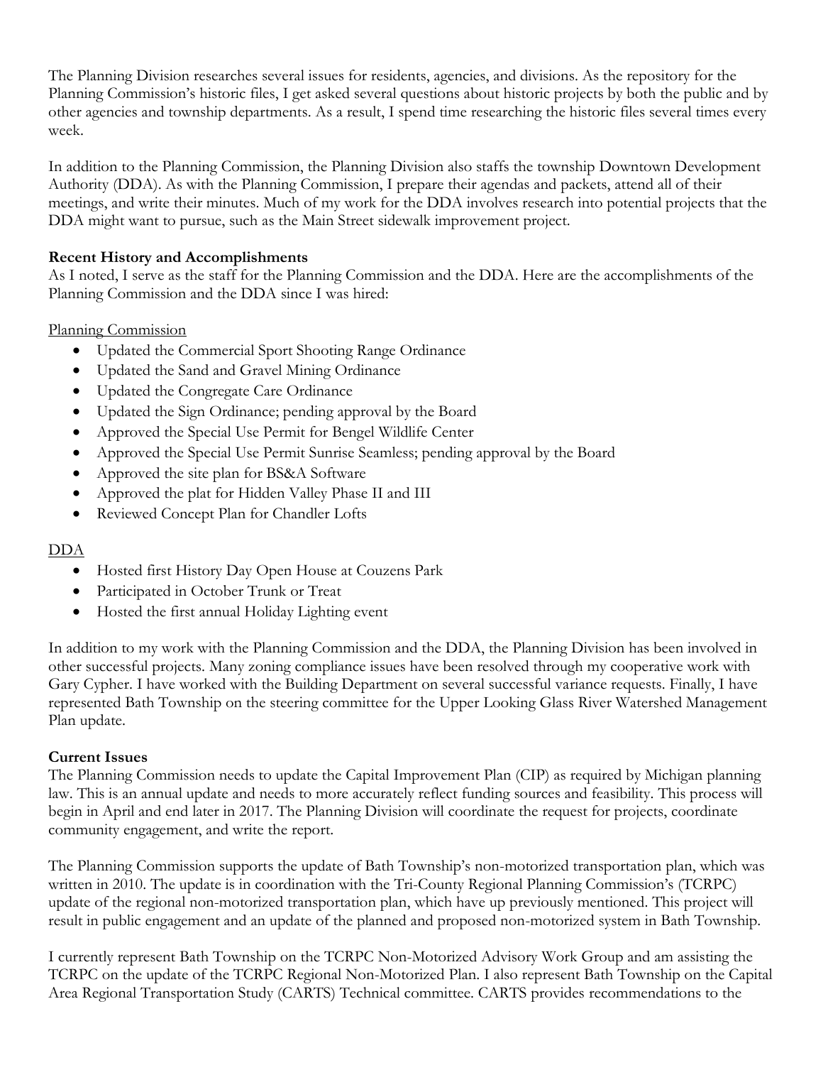The Planning Division researches several issues for residents, agencies, and divisions. As the repository for the Planning Commission's historic files, I get asked several questions about historic projects by both the public and by other agencies and township departments. As a result, I spend time researching the historic files several times every week.

In addition to the Planning Commission, the Planning Division also staffs the township Downtown Development Authority (DDA). As with the Planning Commission, I prepare their agendas and packets, attend all of their meetings, and write their minutes. Much of my work for the DDA involves research into potential projects that the DDA might want to pursue, such as the Main Street sidewalk improvement project.

**Recent History and Accomplishments**
As I noted, I serve as the staff for the Planning Commission and the DDA. Here are the accomplishments of the Planning Commission and the DDA since I was hired:

<u>Planning Commission</u>

- Updated the Commercial Sport Shooting Range Ordinance
- Updated the Sand and Gravel Mining Ordinance
- Updated the Congregate Care Ordinance
- Updated the Sign Ordinance; pending approval by the Board
- Approved the Special Use Permit for Bengel Wildlife Center
- Approved the Special Use Permit Sunrise Seamless; pending approval by the Board
- Approved the site plan for BS&A Software
- Approved the plat for Hidden Valley Phase II and III
- Reviewed Concept Plan for Chandler Lofts

<u>DDA</u>

- Hosted first History Day Open House at Couzens Park
- Participated in October Trunk or Treat
- Hosted the first annual Holiday Lighting event

In addition to my work with the Planning Commission and the DDA, the Planning Division has been involved in other successful projects. Many zoning compliance issues have been resolved through my cooperative work with Gary Cypher. I have worked with the Building Department on several successful variance requests. Finally, I have represented Bath Township on the steering committee for the Upper Looking Glass River Watershed Management Plan update.

**Current Issues**
The Planning Commission needs to update the Capital Improvement Plan (CIP) as required by Michigan planning law. This is an annual update and needs to more accurately reflect funding sources and feasibility. This process will begin in April and end later in 2017. The Planning Division will coordinate the request for projects, coordinate community engagement, and write the report.

The Planning Commission supports the update of Bath Township's non-motorized transportation plan, which was written in 2010. The update is in coordination with the Tri-County Regional Planning Commission's (TCRPC) update of the regional non-motorized transportation plan, which have up previously mentioned. This project will result in public engagement and an update of the planned and proposed non-motorized system in Bath Township.

I currently represent Bath Township on the TCRPC Non-Motorized Advisory Work Group and am assisting the TCRPC on the update of the TCRPC Regional Non-Motorized Plan. I also represent Bath Township on the Capital Area Regional Transportation Study (CARTS) Technical committee. CARTS provides recommendations to the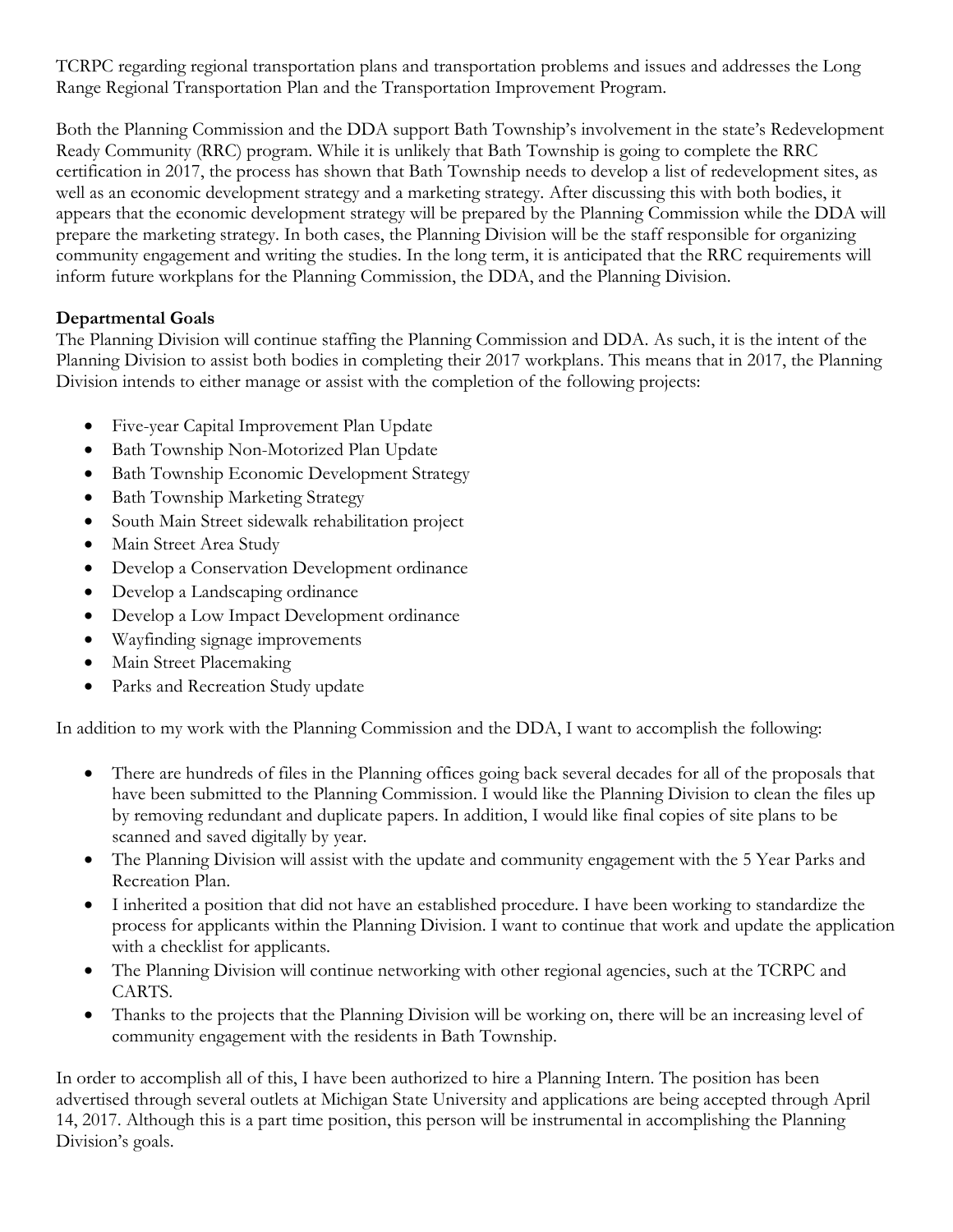TCRPC regarding regional transportation plans and transportation problems and issues and addresses the Long Range Regional Transportation Plan and the Transportation Improvement Program.

Both the Planning Commission and the DDA support Bath Township's involvement in the state's Redevelopment Ready Community (RRC) program. While it is unlikely that Bath Township is going to complete the RRC certification in 2017, the process has shown that Bath Township needs to develop a list of redevelopment sites, as well as an economic development strategy and a marketing strategy. After discussing this with both bodies, it appears that the economic development strategy will be prepared by the Planning Commission while the DDA will prepare the marketing strategy. In both cases, the Planning Division will be the staff responsible for organizing community engagement and writing the studies. In the long term, it is anticipated that the RRC requirements will inform future workplans for the Planning Commission, the DDA, and the Planning Division.

**Departmental Goals**

The Planning Division will continue staffing the Planning Commission and DDA. As such, it is the intent of the Planning Division to assist both bodies in completing their 2017 workplans. This means that in 2017, the Planning Division intends to either manage or assist with the completion of the following projects:

- Five-year Capital Improvement Plan Update
- Bath Township Non-Motorized Plan Update
- Bath Township Economic Development Strategy
- Bath Township Marketing Strategy
- South Main Street sidewalk rehabilitation project
- Main Street Area Study
- Develop a Conservation Development ordinance
- Develop a Landscaping ordinance
- Develop a Low Impact Development ordinance
- Wayfinding signage improvements
- Main Street Placemaking
- Parks and Recreation Study update

In addition to my work with the Planning Commission and the DDA, I want to accomplish the following:

- There are hundreds of files in the Planning offices going back several decades for all of the proposals that have been submitted to the Planning Commission. I would like the Planning Division to clean the files up by removing redundant and duplicate papers. In addition, I would like final copies of site plans to be scanned and saved digitally by year.
- The Planning Division will assist with the update and community engagement with the 5 Year Parks and Recreation Plan.
- I inherited a position that did not have an established procedure. I have been working to standardize the process for applicants within the Planning Division. I want to continue that work and update the application with a checklist for applicants.
- The Planning Division will continue networking with other regional agencies, such at the TCRPC and CARTS.
- Thanks to the projects that the Planning Division will be working on, there will be an increasing level of community engagement with the residents in Bath Township.

In order to accomplish all of this, I have been authorized to hire a Planning Intern. The position has been advertised through several outlets at Michigan State University and applications are being accepted through April 14, 2017. Although this is a part time position, this person will be instrumental in accomplishing the Planning Division's goals.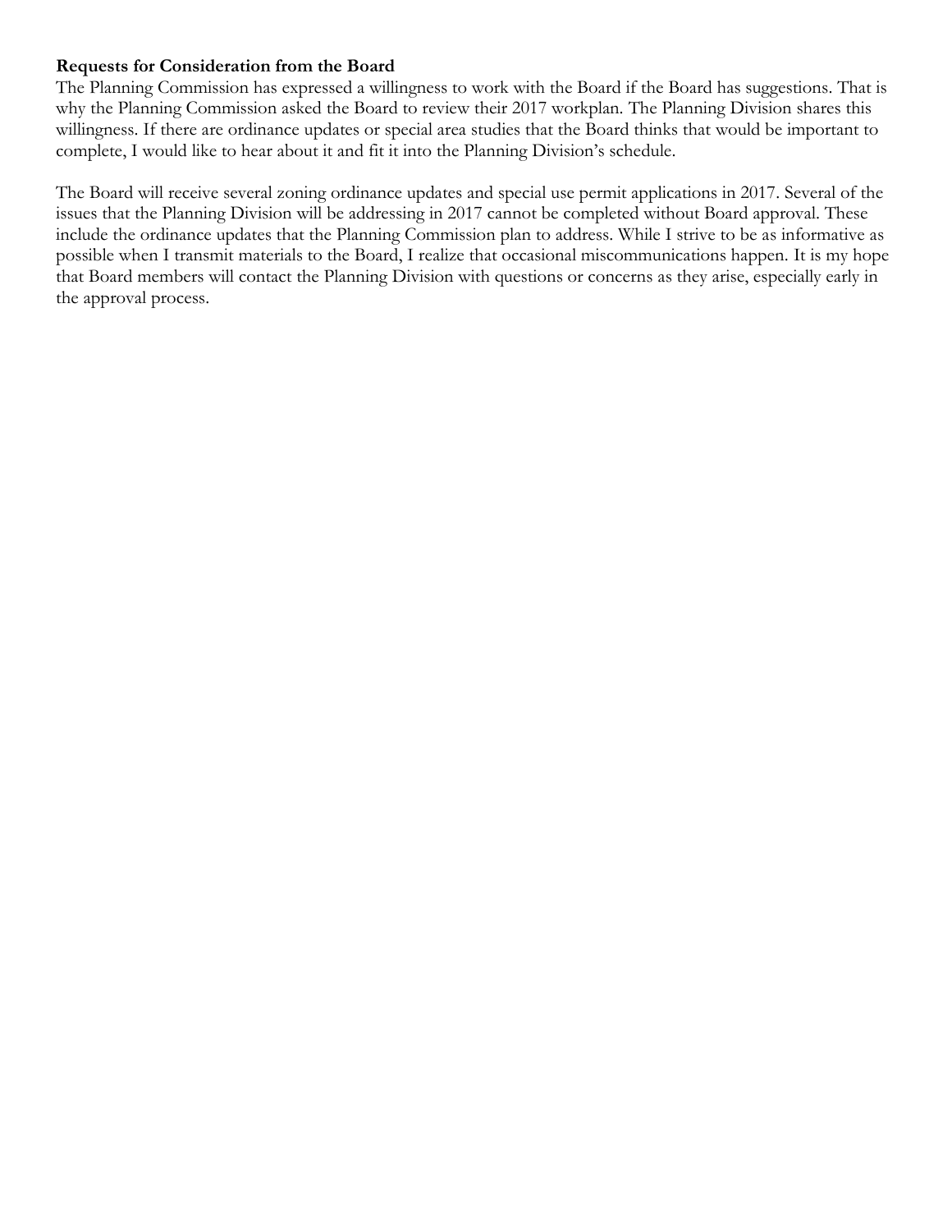**Requests for Consideration from the Board**

The Planning Commission has expressed a willingness to work with the Board if the Board has suggestions. That is why the Planning Commission asked the Board to review their 2017 workplan. The Planning Division shares this willingness. If there are ordinance updates or special area studies that the Board thinks that would be important to complete, I would like to hear about it and fit it into the Planning Division's schedule.

The Board will receive several zoning ordinance updates and special use permit applications in 2017. Several of the issues that the Planning Division will be addressing in 2017 cannot be completed without Board approval. These include the ordinance updates that the Planning Commission plan to address. While I strive to be as informative as possible when I transmit materials to the Board, I realize that occasional miscommunications happen. It is my hope that Board members will contact the Planning Division with questions or concerns as they arise, especially early in the approval process.